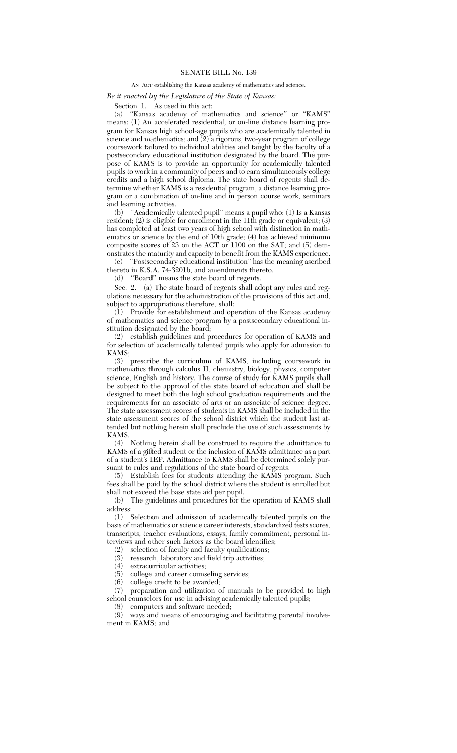# SENATE BILL No. 139

AN ACT establishing the Kansas academy of mathematics and science.

*Be it enacted by the Legislature of the State of Kansas:*

Section 1. As used in this act:

(a) ''Kansas academy of mathematics and science'' or ''KAMS'' means: (1) An accelerated residential, or on-line distance learning program for Kansas high school-age pupils who are academically talented in science and mathematics; and (2) a rigorous, two-year program of college coursework tailored to individual abilities and taught by the faculty of a postsecondary educational institution designated by the board. The purpose of KAMS is to provide an opportunity for academically talented pupils to work in a community of peers and to earn simultaneously college credits and a high school diploma. The state board of regents shall determine whether KAMS is a residential program, a distance learning program or a combination of on-line and in person course work, seminars and learning activities.

(b) ''Academically talented pupil'' means a pupil who: (1) Is a Kansas resident; (2) is eligible for enrollment in the 11th grade or equivalent; (3) has completed at least two years of high school with distinction in mathematics or science by the end of 10th grade; (4) has achieved minimum composite scores of 23 on the ACT or 1100 on the SAT; and (5) demonstrates the maturity and capacity to benefit from the KAMS experience.

(c) ''Postsecondary educational institution'' has the meaning ascribed thereto in K.S.A. 74-3201b, and amendments thereto.

(d) ''Board'' means the state board of regents.

Sec. 2. (a) The state board of regents shall adopt any rules and regulations necessary for the administration of the provisions of this act and, subject to appropriations therefore, shall:

(1) Provide for establishment and operation of the Kansas academy of mathematics and science program by a postsecondary educational institution designated by the board;

(2) establish guidelines and procedures for operation of KAMS and for selection of academically talented pupils who apply for admission to KAMS;

(3) prescribe the curriculum of KAMS, including coursework in mathematics through calculus II, chemistry, biology, physics, computer science, English and history. The course of study for KAMS pupils shall be subject to the approval of the state board of education and shall be designed to meet both the high school graduation requirements and the requirements for an associate of arts or an associate of science degree. The state assessment scores of students in KAMS shall be included in the state assessment scores of the school district which the student last attended but nothing herein shall preclude the use of such assessments by KAMS.

(4) Nothing herein shall be construed to require the admittance to KAMS of a gifted student or the inclusion of KAMS admittance as a part of a student's IEP. Admittance to KAMS shall be determined solely pursuant to rules and regulations of the state board of regents.

(5) Establish fees for students attending the KAMS program. Such fees shall be paid by the school district where the student is enrolled but shall not exceed the base state aid per pupil.

(b) The guidelines and procedures for the operation of KAMS shall address:

(1) Selection and admission of academically talented pupils on the basis of mathematics or science career interests, standardized tests scores, transcripts, teacher evaluations, essays, family commitment, personal interviews and other such factors as the board identifies;

(2) selection of faculty and faculty qualifications;

(3) research, laboratory and field trip activities;

(4) extracurricular activities;

(5) college and career counseling services;

(6) college credit to be awarded;

(7) preparation and utilization of manuals to be provided to high school counselors for use in advising academically talented pupils;

(8) computers and software needed;

(9) ways and means of encouraging and facilitating parental involvement in KAMS; and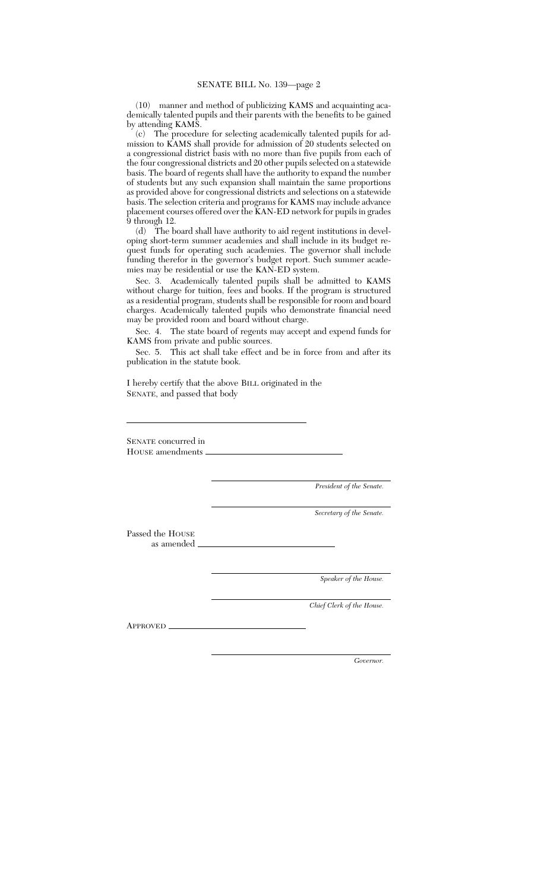(10) manner and method of publicizing KAMS and acquainting academically talented pupils and their parents with the benefits to be gained by attending KAMS.

(c) The procedure for selecting academically talented pupils for admission to KAMS shall provide for admission of 20 students selected on a congressional district basis with no more than five pupils from each of the four congressional districts and 20 other pupils selected on a statewide basis. The board of regents shall have the authority to expand the number of students but any such expansion shall maintain the same proportions as provided above for congressional districts and selections on a statewide basis. The selection criteria and programs for KAMS may include advance placement courses offered over the KAN-ED network for pupils in grades 9 through 12.

(d) The board shall have authority to aid regent institutions in developing short-term summer academies and shall include in its budget request funds for operating such academies. The governor shall include funding therefor in the governor's budget report. Such summer academies may be residential or use the KAN-ED system.

Sec. 3. Academically talented pupils shall be admitted to KAMS without charge for tuition, fees and books. If the program is structured as a residential program, students shall be responsible for room and board charges. Academically talented pupils who demonstrate financial need may be provided room and board without charge.

Sec. 4. The state board of regents may accept and expend funds for KAMS from private and public sources.

Sec. 5. This act shall take effect and be in force from and after its publication in the statute book.

I hereby certify that the above BILL originated in the SENATE, and passed that body

\_\_\_\_\_\_\_\_\_\_\_\_\_\_\_\_\_\_\_\_\_\_\_\_\_\_\_\_\_\_

SENATE concurred in
HOUSE amendments \_\_\_\_\_\_\_\_\_\_\_\_\_\_\_\_\_\_\_\_\_\_\_\_

\_\_\_\_\_\_\_\_\_\_\_\_\_\_\_\_\_\_\_\_\_\_\_\_\_\_\_\_\_\_
*President of the Senate.*

\_\_\_\_\_\_\_\_\_\_\_\_\_\_\_\_\_\_\_\_\_\_\_\_\_\_\_\_\_\_
*Secretary of the Senate.*

Passed the HOUSE
as amended \_\_\_\_\_\_\_\_\_\_\_\_\_\_\_\_\_\_\_\_\_\_\_\_

\_\_\_\_\_\_\_\_\_\_\_\_\_\_\_\_\_\_\_\_\_\_\_\_\_\_\_\_\_\_
*Speaker of the House.*

\_\_\_\_\_\_\_\_\_\_\_\_\_\_\_\_\_\_\_\_\_\_\_\_\_\_\_\_\_\_
*Chief Clerk of the House.*

APPROVED \_\_\_\_\_\_\_\_\_\_\_\_\_\_\_\_\_\_\_\_\_\_\_\_

\_\_\_\_\_\_\_\_\_\_\_\_\_\_\_\_\_\_\_\_\_\_\_\_\_\_\_\_\_\_
*Governor.*